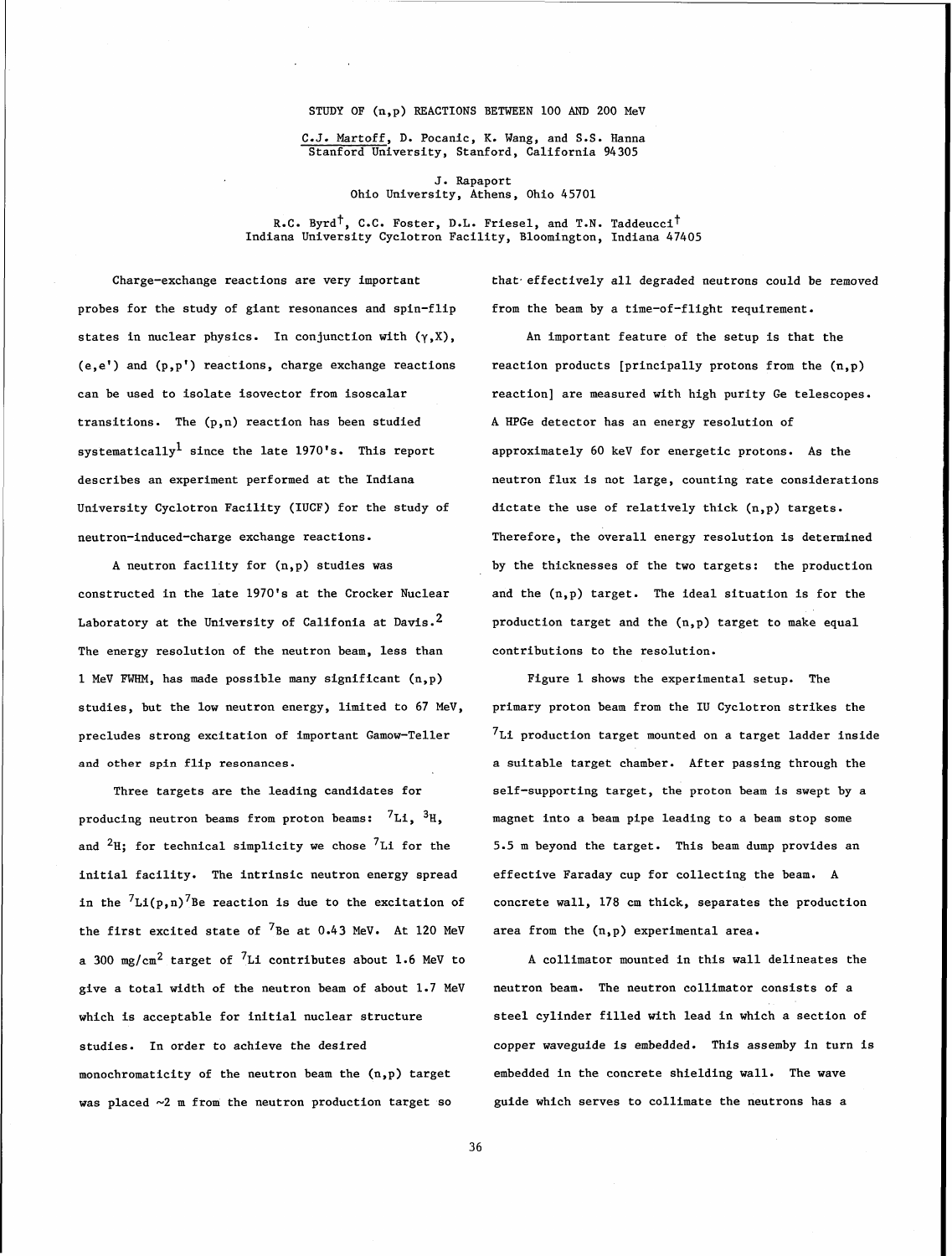# STUDY OF (n,p) REACTIONS BETWEEN 100 AND 200 MeV

C.J. Martoff, D. Pocanic, K. Wang, and S.S. Hanna
Stanford University, Stanford, California 94305

J. Rapaport
Ohio University, Athens, Ohio 45701

R.C. Byrd†, C.C. Foster, D.L. Friesel, and T.N. Taddeucci†
Indiana University Cyclotron Facility, Bloomington, Indiana 47405

Charge-exchange reactions are very important probes for the study of giant resonances and spin-flip states in nuclear physics. In conjunction with $(\gamma,X)$, $(e,e')$ and $(p,p')$ reactions, charge exchange reactions can be used to isolate isovector from isoscalar transitions. The (p,n) reaction has been studied systematically[1] since the late 1970's. This report describes an experiment performed at the Indiana University Cyclotron Facility (IUCF) for the study of neutron-induced-charge exchange reactions.

A neutron facility for (n,p) studies was constructed in the late 1970's at the Crocker Nuclear Laboratory at the University of Califonia at Davis.[2] The energy resolution of the neutron beam, less than 1 MeV FWHM, has made possible many significant (n,p) studies, but the low neutron energy, limited to 67 MeV, precludes strong excitation of important Gamow-Teller and other spin flip resonances.

Three targets are the leading candidates for producing neutron beams from proton beams: $^{7}$Li, $^{3}$H, and $^{2}$H; for technical simplicity we chose $^{7}$Li for the initial facility. The intrinsic neutron energy spread in the $^{7}$Li(p,n)$^{7}$Be reaction is due to the excitation of the first excited state of $^{7}$Be at 0.43 MeV. At 120 MeV a 300 mg/cm$^{2}$ target of $^{7}$Li contributes about 1.6 MeV to give a total width of the neutron beam of about 1.7 MeV which is acceptable for initial nuclear structure studies. In order to achieve the desired monochromaticity of the neutron beam the (n,p) target was placed ~2 m from the neutron production target so that effectively all degraded neutrons could be removed from the beam by a time-of-flight requirement.

An important feature of the setup is that the reaction products [principally protons from the (n,p) reaction] are measured with high purity Ge telescopes. A HPGe detector has an energy resolution of approximately 60 keV for energetic protons. As the neutron flux is not large, counting rate considerations dictate the use of relatively thick (n,p) targets. Therefore, the overall energy resolution is determined by the thicknesses of the two targets: the production and the (n,p) target. The ideal situation is for the production target and the (n,p) target to make equal contributions to the resolution.

Figure 1 shows the experimental setup. The primary proton beam from the IU Cyclotron strikes the $^{7}$Li production target mounted on a target ladder inside a suitable target chamber. After passing through the self-supporting target, the proton beam is swept by a magnet into a beam pipe leading to a beam stop some 5.5 m beyond the target. This beam dump provides an effective Faraday cup for collecting the beam. A concrete wall, 178 cm thick, separates the production area from the (n,p) experimental area.

A collimator mounted in this wall delineates the neutron beam. The neutron collimator consists of a steel cylinder filled with lead in which a section of copper waveguide is embedded. This assemby in turn is embedded in the concrete shielding wall. The wave guide which serves to collimate the neutrons has a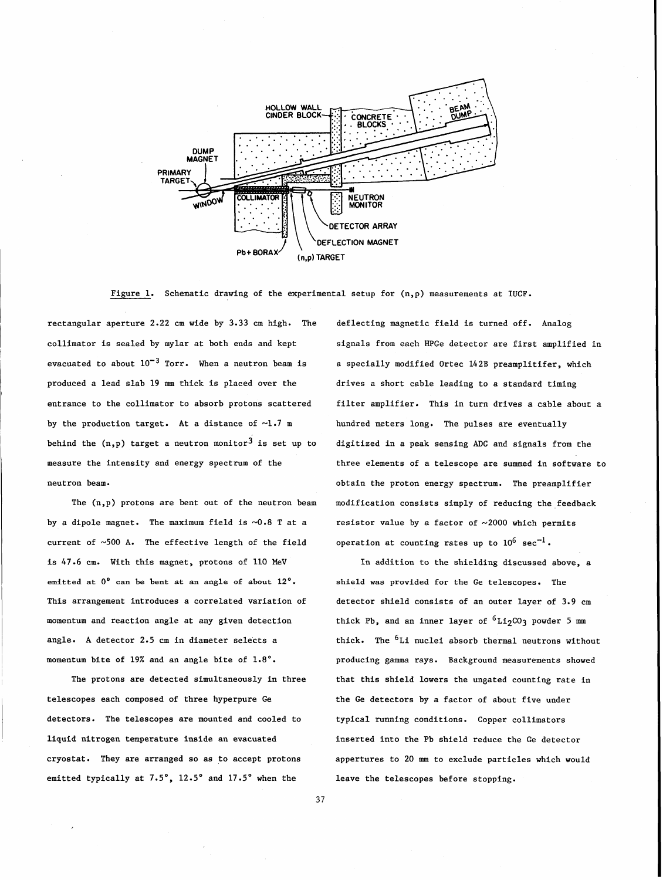Figure 1. Schematic drawing of the experimental setup for (n,p) measurements at IUCF.

rectangular aperture 2.22 cm wide by 3.33 cm high. The collimator is sealed by mylar at both ends and kept evacuated to about $10^{-3}$ Torr. When a neutron beam is produced a lead slab 19 mm thick is placed over the entrance to the collimator to absorb protons scattered by the production target. At a distance of ~1.7 m behind the (n,p) target a neutron monitor[3] is set up to measure the intensity and energy spectrum of the neutron beam.

The (n,p) protons are bent out of the neutron beam by a dipole magnet. The maximum field is ~0.8 T at a current of ~500 A. The effective length of the field is 47.6 cm. With this magnet, protons of 110 MeV emitted at 0° can be bent at an angle of about 12°. This arrangement introduces a correlated variation of momentum and reaction angle at any given detection angle. A detector 2.5 cm in diameter selects a momentum bite of 19% and an angle bite of 1.8°.

The protons are detected simultaneously in three telescopes each composed of three hyperpure Ge detectors. The telescopes are mounted and cooled to liquid nitrogen temperature inside an evacuated cryostat. They are arranged so as to accept protons emitted typically at 7.5°, 12.5° and 17.5° when the deflecting magnetic field is turned off. Analog signals from each HPGe detector are first amplified in a specially modified Ortec 142B preamplitifer, which drives a short cable leading to a standard timing filter amplifier. This in turn drives a cable about a hundred meters long. The pulses are eventually digitized in a peak sensing ADC and signals from the three elements of a telescope are summed in software to obtain the proton energy spectrum. The preamplifier modification consists simply of reducing the feedback resistor value by a factor of ~2000 which permits operation at counting rates up to $10^6$ $sec^{-1}$.

In addition to the shielding discussed above, a shield was provided for the Ge telescopes. The detector shield consists of an outer layer of 3.9 cm thick Pb, and an inner layer of $^6Li_2CO_3$ powder 5 mm thick. The $^6Li$ nuclei absorb thermal neutrons without producing gamma rays. Background measurements showed that this shield lowers the ungated counting rate in the Ge detectors by a factor of about five under typical running conditions. Copper collimators inserted into the Pb shield reduce the Ge detector appertures to 20 mm to exclude particles which would leave the telescopes before stopping.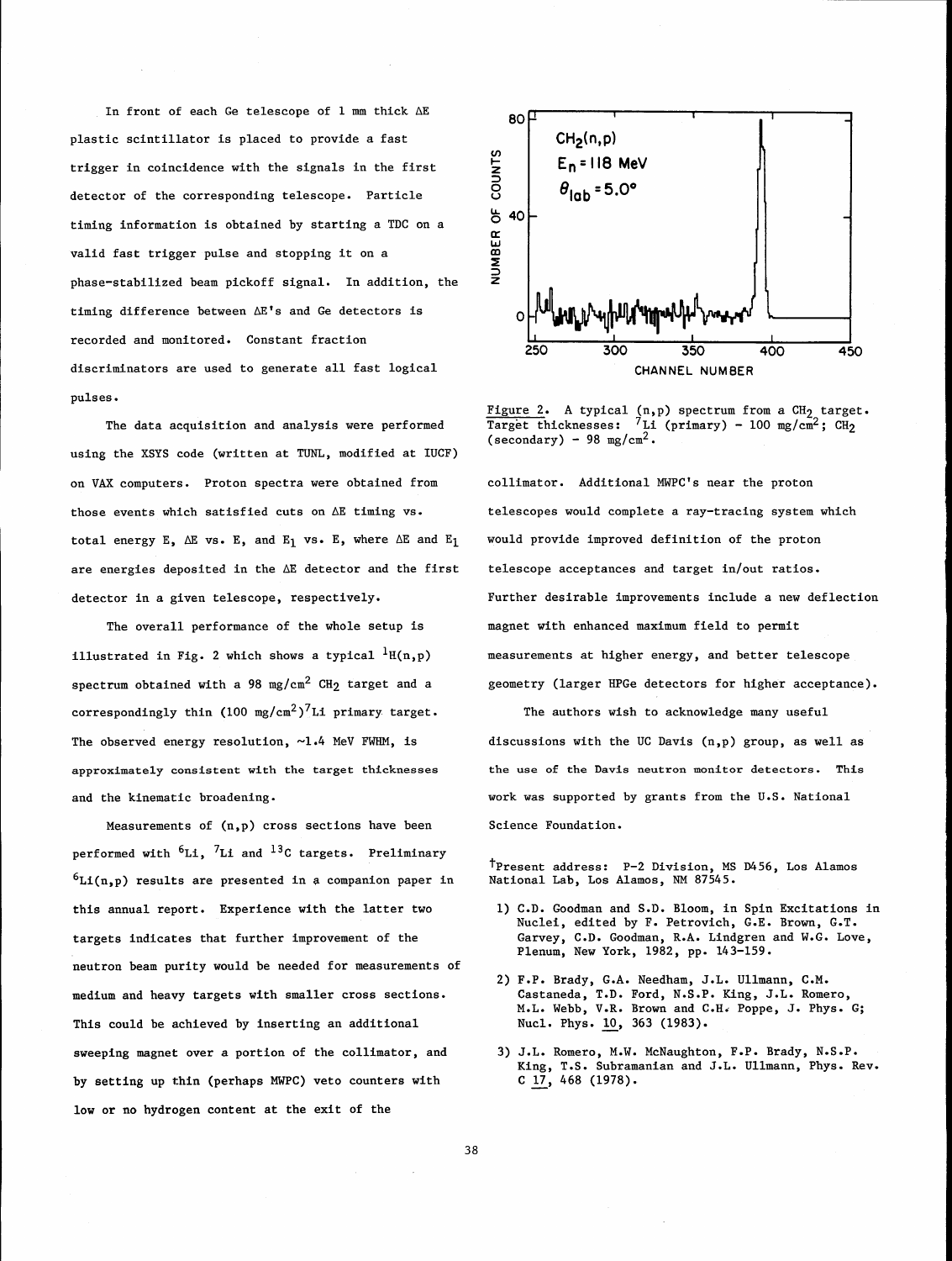In front of each Ge telescope of 1 mm thick $\Delta E$ plastic scintillator is placed to provide a fast trigger in coincidence with the signals in the first detector of the corresponding telescope. Particle timing information is obtained by starting a TDC on a valid fast trigger pulse and stopping it on a phase-stabilized beam pickoff signal. In addition, the timing difference between $\Delta E$'s and Ge detectors is recorded and monitored. Constant fraction discriminators are used to generate all fast logical pulses.

The data acquisition and analysis were performed using the XSYS code (written at TUNL, modified at IUCF) on VAX computers. Proton spectra were obtained from those events which satisfied cuts on $\Delta E$ timing vs. total energy E, $\Delta E$ vs. E, and $E_1$ vs. E, where $\Delta E$ and $E_1$ are energies deposited in the $\Delta E$ detector and the first detector in a given telescope, respectively.

The overall performance of the whole setup is illustrated in Fig. 2 which shows a typical $^1H(n,p)$ spectrum obtained with a 98 mg/cm$^2$ $CH_2$ target and a correspondingly thin (100 mg/cm$^2$)$^7Li$ primary target. The observed energy resolution, ~1.4 MeV FWHM, is approximately consistent with the target thicknesses and the kinematic broadening.

Measurements of (n,p) cross sections have been performed with $^6Li$, $^7Li$ and $^{13}C$ targets. Preliminary $^6Li(n,p)$ results are presented in a companion paper in this annual report. Experience with the latter two targets indicates that further improvement of the neutron beam purity would be needed for measurements of medium and heavy targets with smaller cross sections. This could be achieved by inserting an additional sweeping magnet over a portion of the collimator, and by setting up thin (perhaps MWPC) veto counters with low or no hydrogen content at the exit of the

$CH_2(n,p)$
$E_n = 118$ MeV
$\theta_{lab} = 5.0°$

NUMBER OF COUNTS
0
40
80

CHANNEL NUMBER
250
300
350
400
450

Figure 2. A typical (n,p) spectrum from a $CH_2$ target. Target thicknesses: $^7Li$ (primary) - 100 mg/cm$^2$; $CH_2$ (secondary) - 98 mg/cm$^2$.

collimator. Additional MWPC's near the proton telescopes would complete a ray-tracing system which would provide improved definition of the proton telescope acceptances and target in/out ratios. Further desirable improvements include a new deflection magnet with enhanced maximum field to permit measurements at higher energy, and better telescope geometry (larger HPGe detectors for higher acceptance).

The authors wish to acknowledge many useful discussions with the UC Davis (n,p) group, as well as the use of the Davis neutron monitor detectors. This work was supported by grants from the U.S. National Science Foundation.

†Present address: P-2 Division, MS D456, Los Alamos National Lab, Los Alamos, NM 87545.

1) C.D. Goodman and S.D. Bloom, in Spin Excitations in Nuclei, edited by F. Petrovich, G.E. Brown, G.T. Garvey, C.D. Goodman, R.A. Lindgren and W.G. Love, Plenum, New York, 1982, pp. 143-159.

2) F.P. Brady, G.A. Needham, J.L. Ullmann, C.M. Castaneda, T.D. Ford, N.S.P. King, J.L. Romero, M.L. Webb, V.R. Brown and C.H. Poppe, J. Phys. G; Nucl. Phys. 10, 363 (1983).

3) J.L. Romero, M.W. McNaughton, F.P. Brady, N.S.P. King, T.S. Subramanian and J.L. Ullmann, Phys. Rev. C 17, 468 (1978).